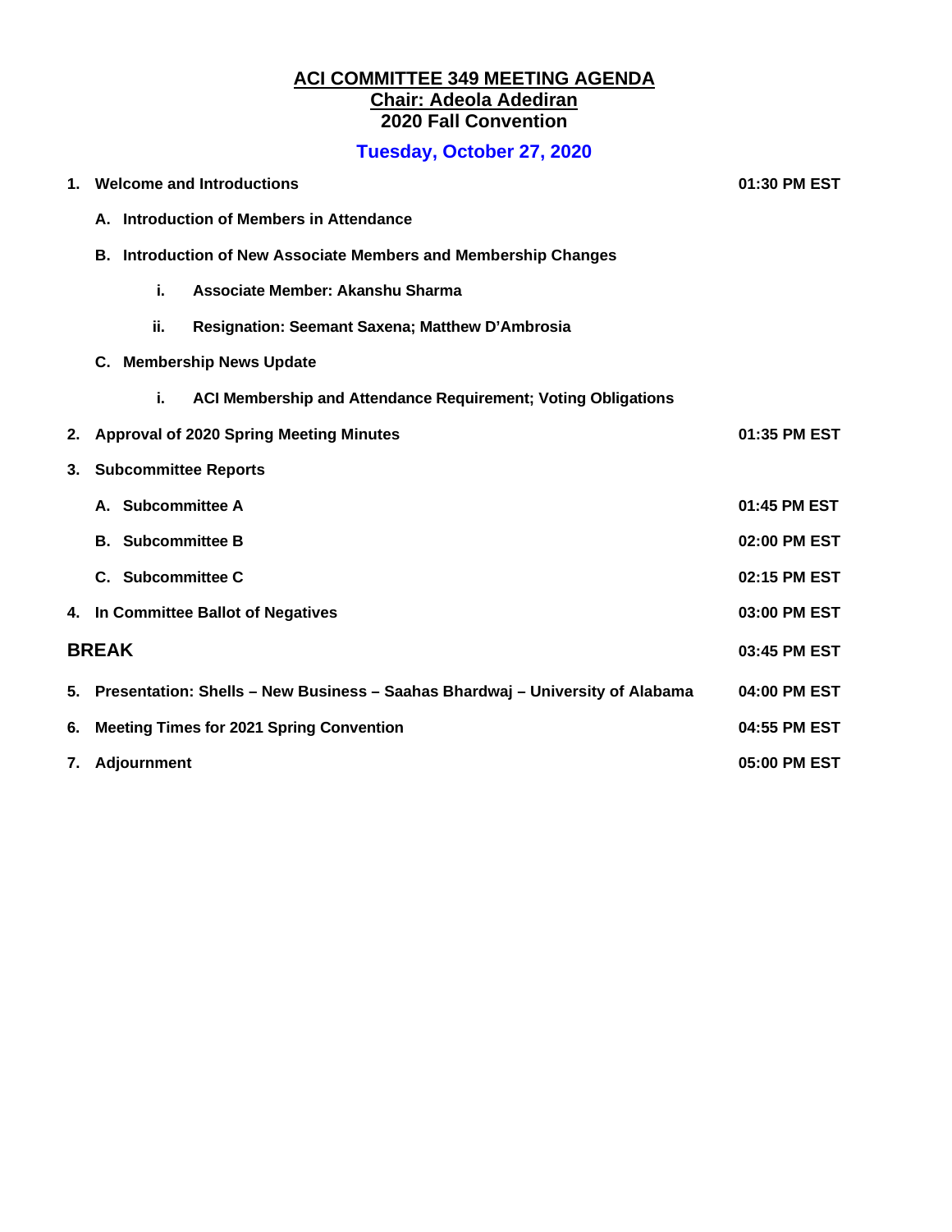# ACI COMMITTEE 349 MEETING AGENDA

## Chair: Adeola Adediran

## 2020 Fall Convention

### Tuesday, October 27, 2020

| | |
|---|---|
| **1. Welcome and Introductions** | **01:30 PM EST** |
| **A. Introduction of Members in Attendance** | |
| **B. Introduction of New Associate Members and Membership Changes** | |
| **i. Associate Member: Akanshu Sharma** | |
| **ii. Resignation: Seemant Saxena; Matthew D'Ambrosia** | |
| **C. Membership News Update** | |
| **i. ACI Membership and Attendance Requirement; Voting Obligations** | |
| **2. Approval of 2020 Spring Meeting Minutes** | **01:35 PM EST** |
| **3. Subcommittee Reports** | |
| **A. Subcommittee A** | **01:45 PM EST** |
| **B. Subcommittee B** | **02:00 PM EST** |
| **C. Subcommittee C** | **02:15 PM EST** |
| **4. In Committee Ballot of Negatives** | **03:00 PM EST** |
| **BREAK** | **03:45 PM EST** |
| **5. Presentation: Shells – New Business – Saahas Bhardwaj – University of Alabama** | **04:00 PM EST** |
| **6. Meeting Times for 2021 Spring Convention** | **04:55 PM EST** |
| **7. Adjournment** | **05:00 PM EST** |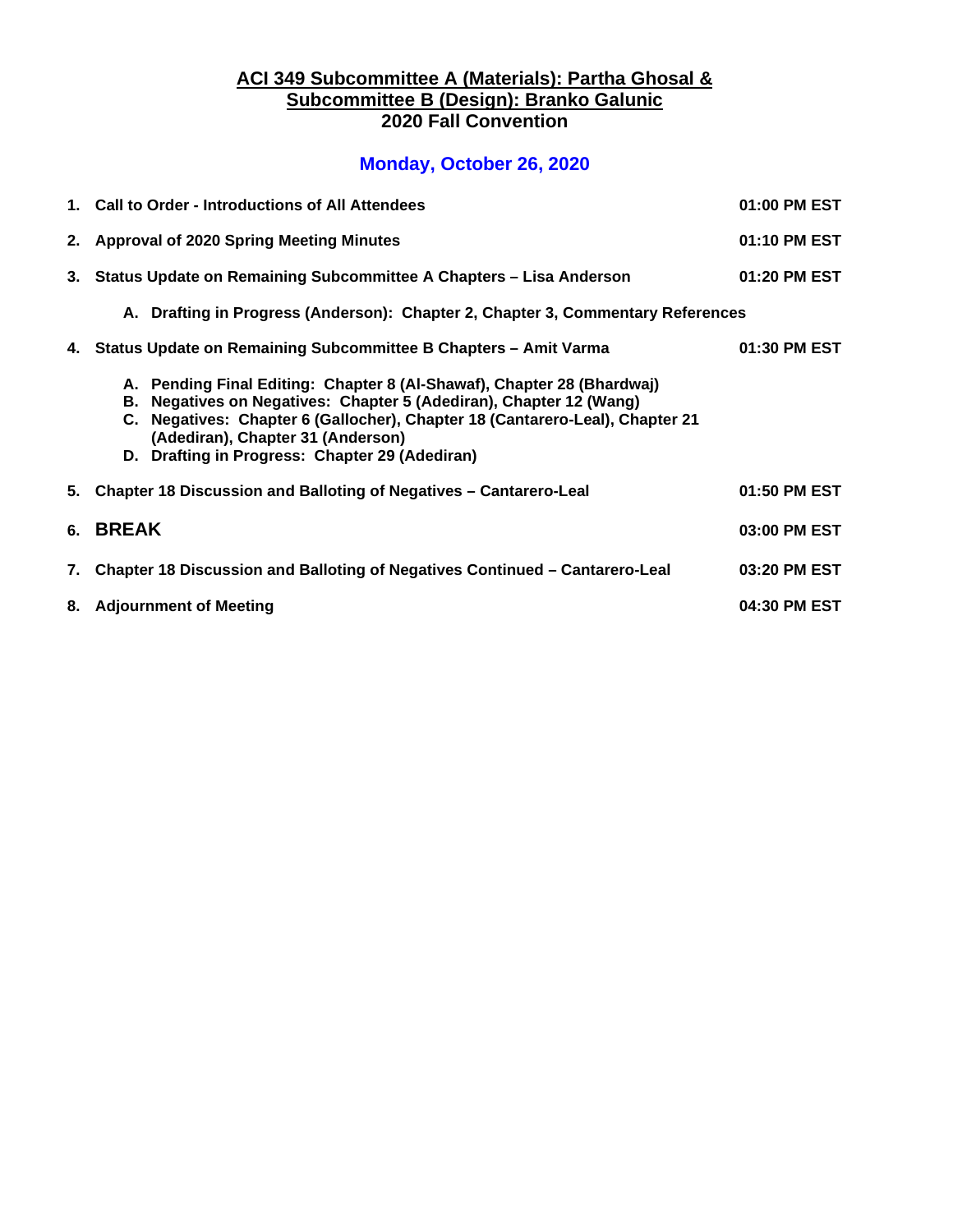# ACI 349 Subcommittee A (Materials): Partha Ghosal & Subcommittee B (Design): Branko Galunic
## 2020 Fall Convention

### Monday, October 26, 2020

| | | |
|---|---|---|
| **1.** | **Call to Order - Introductions of All Attendees** | **01:00 PM EST** |
| **2.** | **Approval of 2020 Spring Meeting Minutes** | **01:10 PM EST** |
| **3.** | **Status Update on Remaining Subcommittee A Chapters – Lisa Anderson** | **01:20 PM EST** |
| | **A. Drafting in Progress (Anderson): Chapter 2, Chapter 3, Commentary References** | |
| **4.** | **Status Update on Remaining Subcommittee B Chapters – Amit Varma** | **01:30 PM EST** |
| | **A. Pending Final Editing: Chapter 8 (Al-Shawaf), Chapter 28 (Bhardwaj)**<br>**B. Negatives on Negatives: Chapter 5 (Adediran), Chapter 12 (Wang)**<br>**C. Negatives: Chapter 6 (Gallocher), Chapter 18 (Cantarero-Leal), Chapter 21 (Adediran), Chapter 31 (Anderson)**<br>**D. Drafting in Progress: Chapter 29 (Adediran)** | |
| **5.** | **Chapter 18 Discussion and Balloting of Negatives – Cantarero-Leal** | **01:50 PM EST** |
| **6.** | **BREAK** | **03:00 PM EST** |
| **7.** | **Chapter 18 Discussion and Balloting of Negatives Continued – Cantarero-Leal** | **03:20 PM EST** |
| **8.** | **Adjournment of Meeting** | **04:30 PM EST** |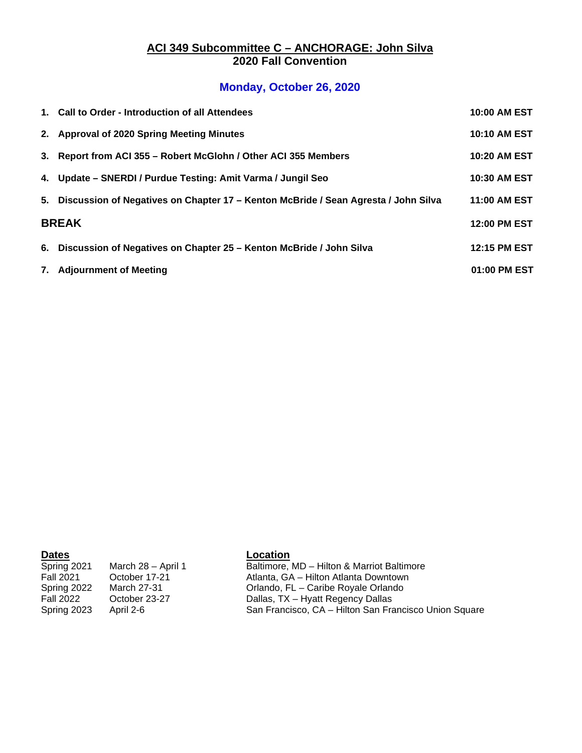## ACI 349 Subcommittee C – ANCHORAGE: John Silva
## 2020 Fall Convention

### Monday, October 26, 2020

| | | |
|---|---|---|
| 1. | **Call to Order - Introduction of all Attendees** | **10:00 AM EST** |
| 2. | **Approval of 2020 Spring Meeting Minutes** | **10:10 AM EST** |
| 3. | **Report from ACI 355 – Robert McGlohn / Other ACI 355 Members** | **10:20 AM EST** |
| 4. | **Update – SNERDI / Purdue Testing: Amit Varma / Jungil Seo** | **10:30 AM EST** |
| 5. | **Discussion of Negatives on Chapter 17 – Kenton McBride / Sean Agresta / John Silva** | **11:00 AM EST** |
| **BREAK** | | **12:00 PM EST** |
| 6. | **Discussion of Negatives on Chapter 25 – Kenton McBride / John Silva** | **12:15 PM EST** |
| 7. | **Adjournment of Meeting** | **01:00 PM EST** |

| Dates | | Location |
|---|---|---|
| Spring 2021 | March 28 – April 1 | Baltimore, MD – Hilton & Marriot Baltimore |
| Fall 2021 | October 17-21 | Atlanta, GA – Hilton Atlanta Downtown |
| Spring 2022 | March 27-31 | Orlando, FL – Caribe Royale Orlando |
| Fall 2022 | October 23-27 | Dallas, TX – Hyatt Regency Dallas |
| Spring 2023 | April 2-6 | San Francisco, CA – Hilton San Francisco Union Square |